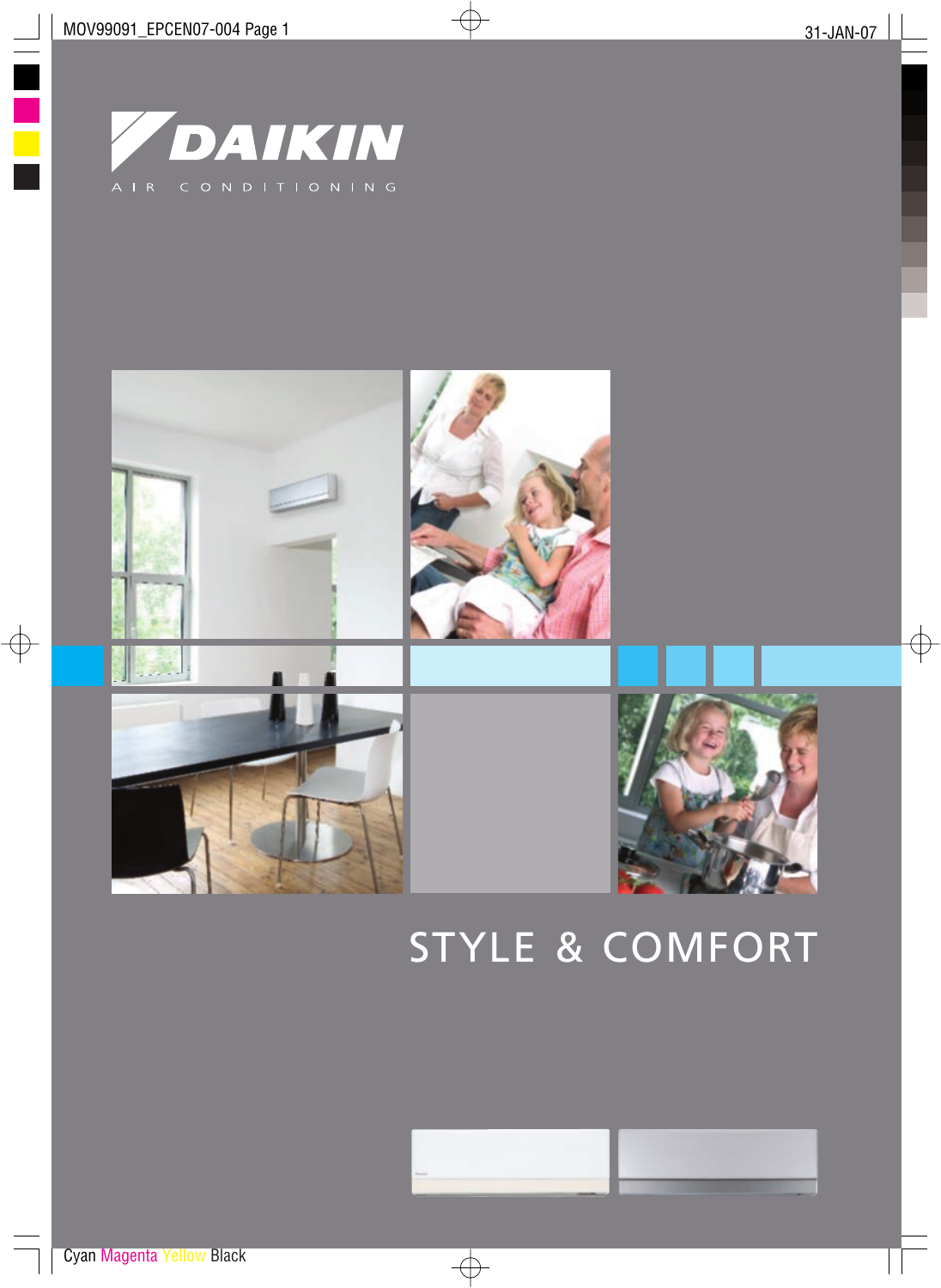# DAIKIN

AIR CONDITIONING

# STYLE & COMFORT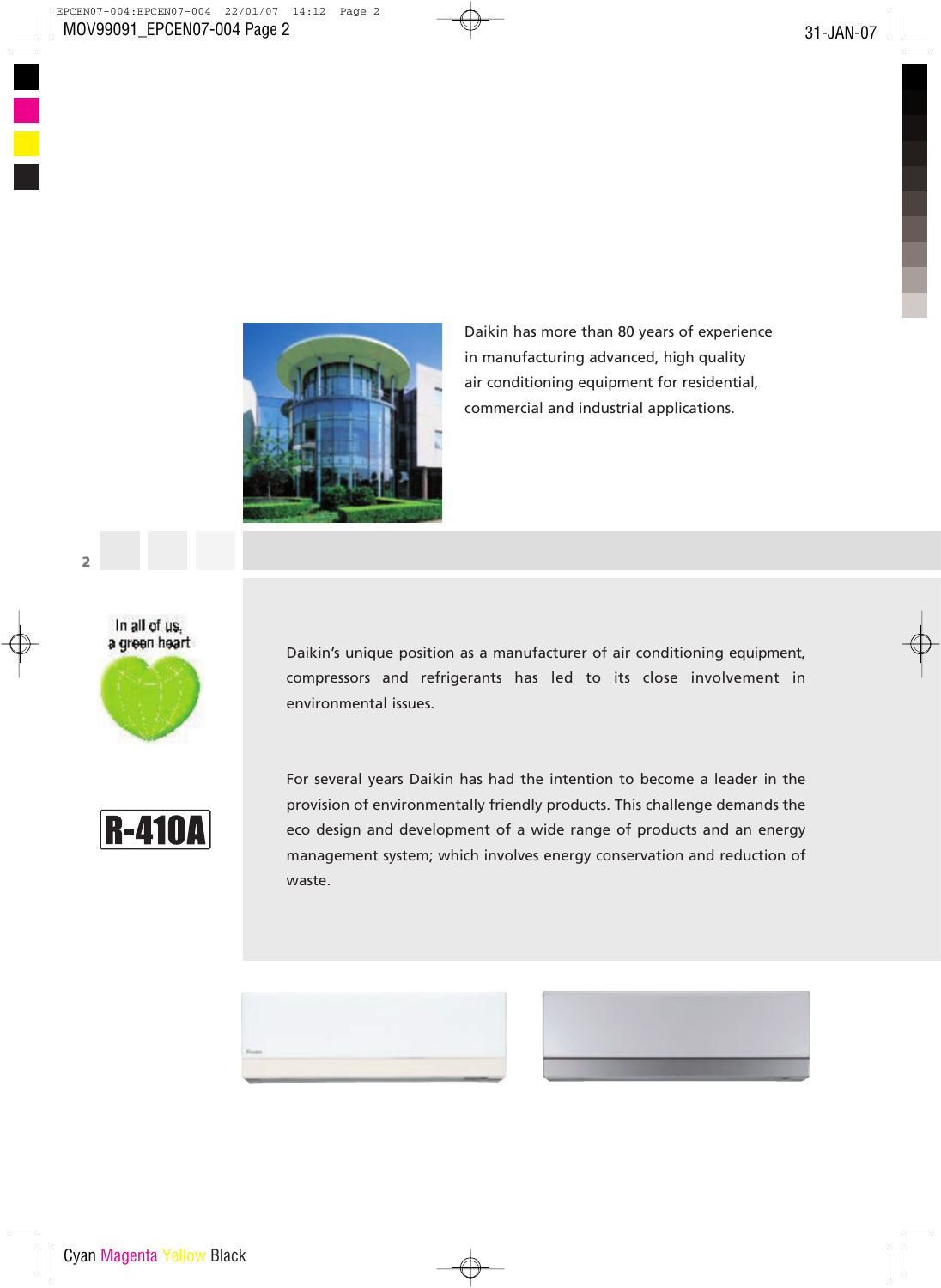Daikin has more than 80 years of experience in manufacturing advanced, high quality air conditioning equipment for residential, commercial and industrial applications.

In all of us, a green heart

R-410A

Daikin's unique position as a manufacturer of air conditioning equipment, compressors and refrigerants has led to its close involvement in environmental issues.

For several years Daikin has had the intention to become a leader in the provision of environmentally friendly products. This challenge demands the eco design and development of a wide range of products and an energy management system; which involves energy conservation and reduction of waste.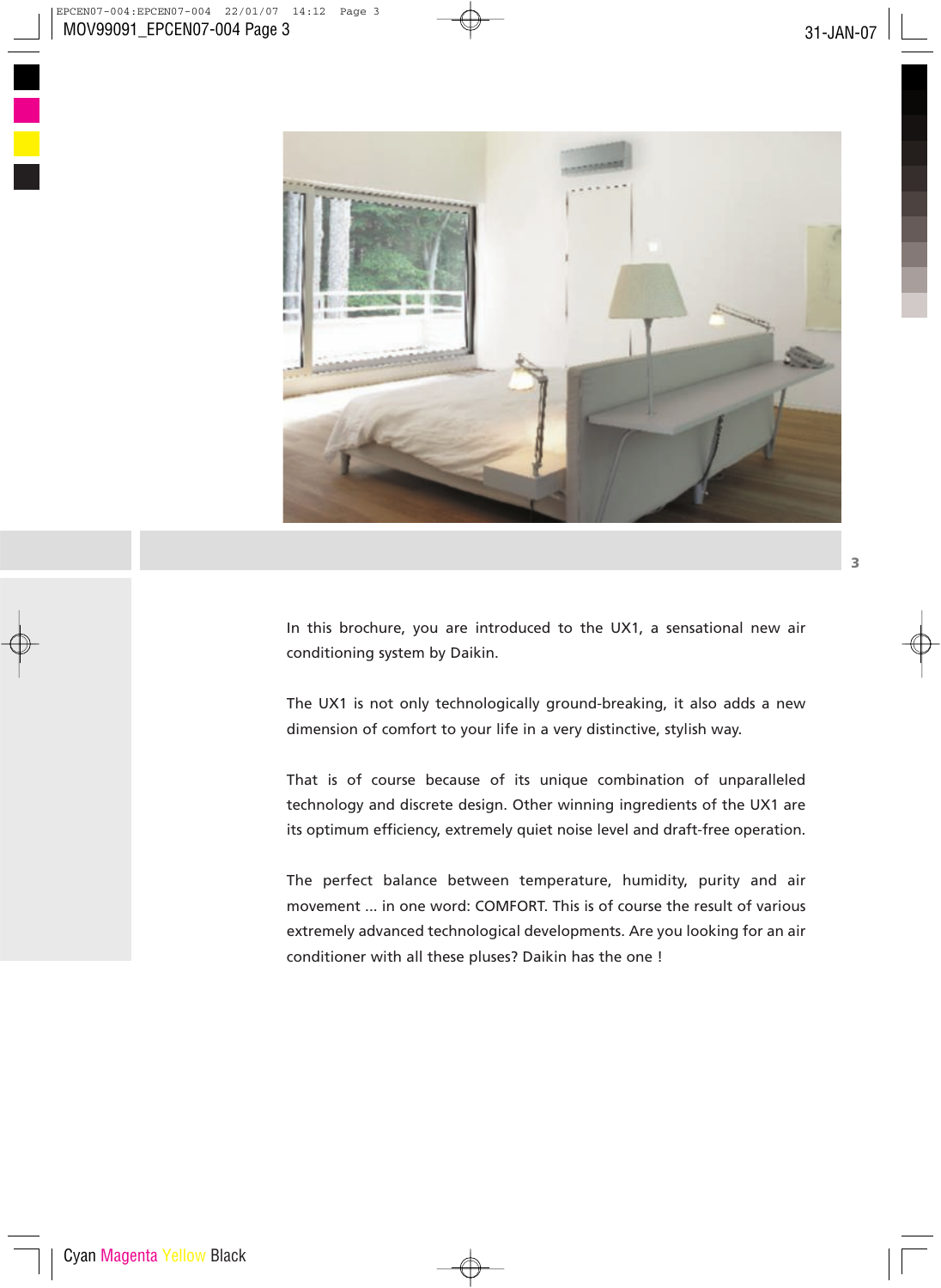In this brochure, you are introduced to the UX1, a sensational new air conditioning system by Daikin.

The UX1 is not only technologically ground-breaking, it also adds a new dimension of comfort to your life in a very distinctive, stylish way.

That is of course because of its unique combination of unparalleled technology and discrete design. Other winning ingredients of the UX1 are its optimum efficiency, extremely quiet noise level and draft-free operation.

The perfect balance between temperature, humidity, purity and air movement ... in one word: COMFORT. This is of course the result of various extremely advanced technological developments. Are you looking for an air conditioner with all these pluses? Daikin has the one !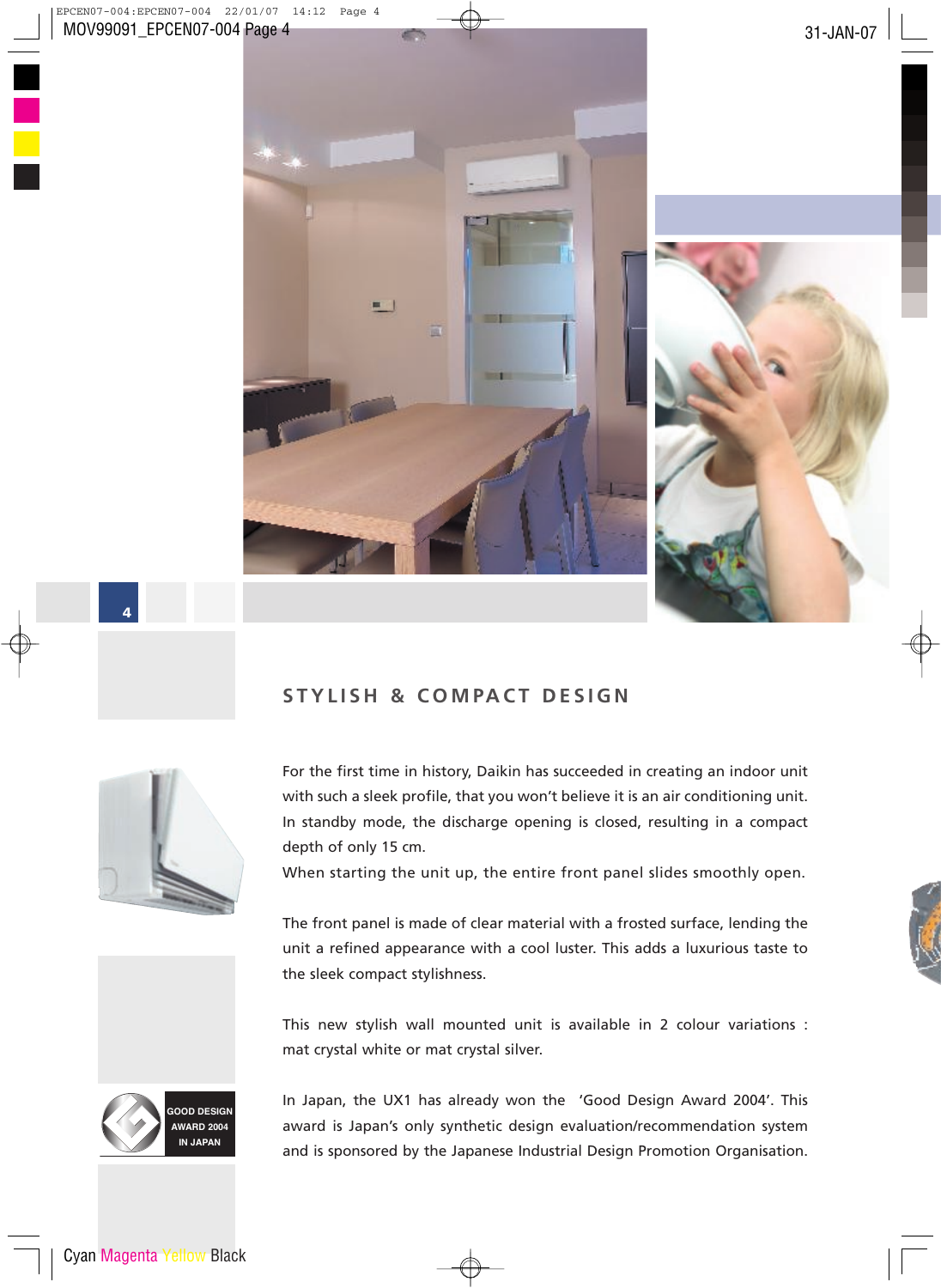## STYLISH & COMPACT DESIGN

For the first time in history, Daikin has succeeded in creating an indoor unit with such a sleek profile, that you won't believe it is an air conditioning unit. In standby mode, the discharge opening is closed, resulting in a compact depth of only 15 cm.
When starting the unit up, the entire front panel slides smoothly open.

The front panel is made of clear material with a frosted surface, lending the unit a refined appearance with a cool luster. This adds a luxurious taste to the sleek compact stylishness.

This new stylish wall mounted unit is available in 2 colour variations : mat crystal white or mat crystal silver.

In Japan, the UX1 has already won the 'Good Design Award 2004'. This award is Japan's only synthetic design evaluation/recommendation system and is sponsored by the Japanese Industrial Design Promotion Organisation.

GOOD DESIGN AWARD 2004 IN JAPAN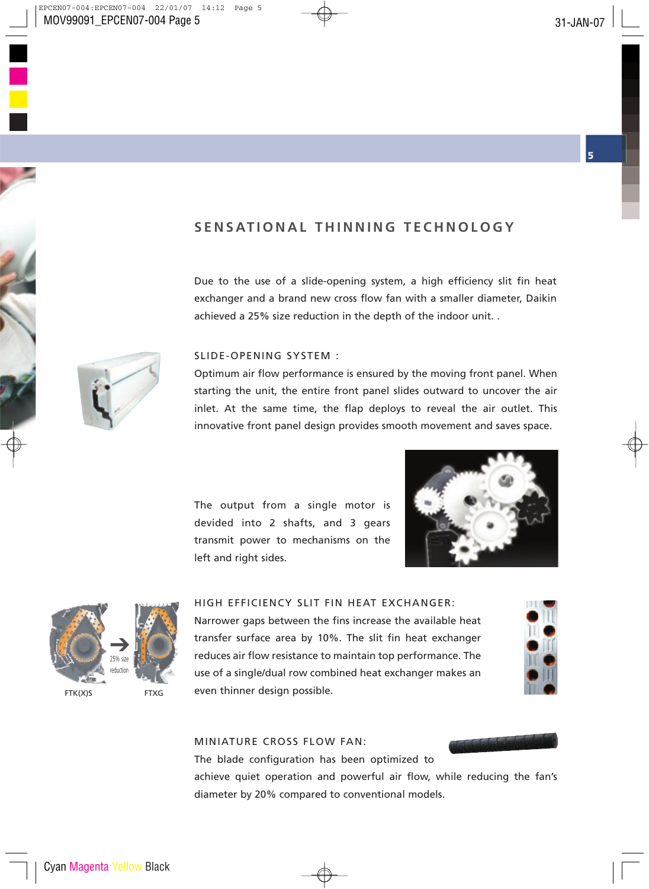# SENSATIONAL THINNING TECHNOLOGY

Due to the use of a slide-opening system, a high efficiency slit fin heat exchanger and a brand new cross flow fan with a smaller diameter, Daikin achieved a 25% size reduction in the depth of the indoor unit. .

## SLIDE-OPENING SYSTEM :

Optimum air flow performance is ensured by the moving front panel. When starting the unit, the entire front panel slides outward to uncover the air inlet. At the same time, the flap deploys to reveal the air outlet. This innovative front panel design provides smooth movement and saves space.

The output from a single motor is devided into 2 shafts, and 3 gears transmit power to mechanisms on the left and right sides.

## HIGH EFFICIENCY SLIT FIN HEAT EXCHANGER:

Narrower gaps between the fins increase the available heat transfer surface area by 10%. The slit fin heat exchanger reduces air flow resistance to maintain top performance. The use of a single/dual row combined heat exchanger makes an even thinner design possible.

25% size reduction

FTK(X)S FTXG

## MINIATURE CROSS FLOW FAN:

The blade configuration has been optimized to achieve quiet operation and powerful air flow, while reducing the fan's diameter by 20% compared to conventional models.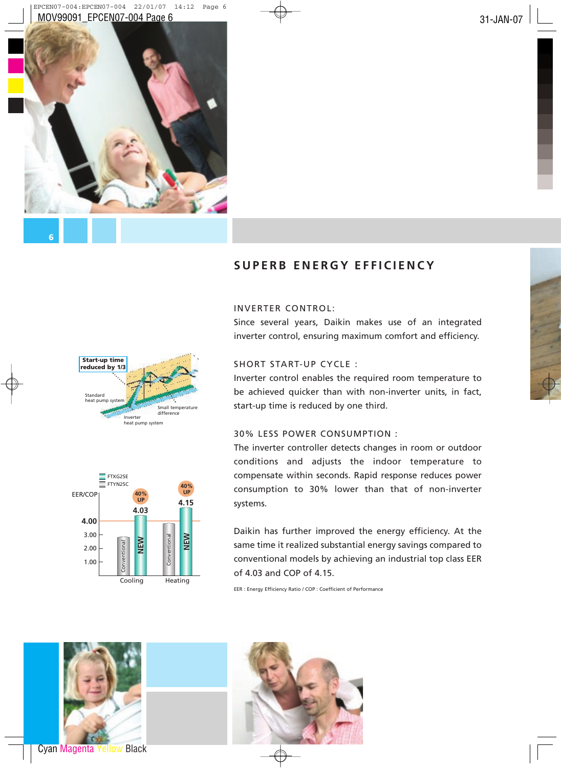## SUPERB ENERGY EFFICIENCY

INVERTER CONTROL:

Since several years, Daikin makes use of an integrated inverter control, ensuring maximum comfort and efficiency.

SHORT START-UP CYCLE :

Inverter control enables the required room temperature to be achieved quicker than with non-inverter units, in fact, start-up time is reduced by one third.

30% LESS POWER CONSUMPTION :

The inverter controller detects changes in room or outdoor conditions and adjusts the indoor temperature to compensate within seconds. Rapid response reduces power consumption to 30% lower than that of non-inverter systems.

Daikin has further improved the energy efficiency. At the same time it realized substantial energy savings compared to conventional models by achieving an industrial top class EER of 4.03 and COP of 4.15.

EER : Energy Efficiency Ratio / COP : Coefficient of Performance

Start-up time reduced by 1/3

Standard heat pump system

Inverter heat pump system

Small temperature difference

FTXG25E

FTYN25C

EER/COP

| | Conventional | NEW |
|---|---|---|
| Cooling | Conventional | 4.03 (40% UP) |
| Heating | Conventional | 4.15 (40% UP) |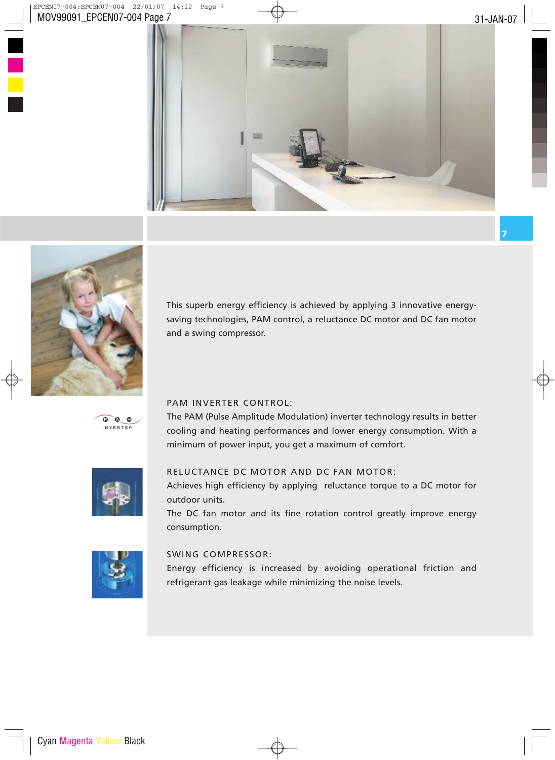This superb energy efficiency is achieved by applying 3 innovative energy-saving technologies, PAM control, a reluctance DC motor and DC fan motor and a swing compressor.

## PAM INVERTER CONTROL:

The PAM (Pulse Amplitude Modulation) inverter technology results in better cooling and heating performances and lower energy consumption. With a minimum of power input, you get a maximum of comfort.

## RELUCTANCE DC MOTOR AND DC FAN MOTOR:

Achieves high efficiency by applying reluctance torque to a DC motor for outdoor units.

The DC fan motor and its fine rotation control greatly improve energy consumption.

## SWING COMPRESSOR:

Energy efficiency is increased by avoiding operational friction and refrigerant gas leakage while minimizing the noise levels.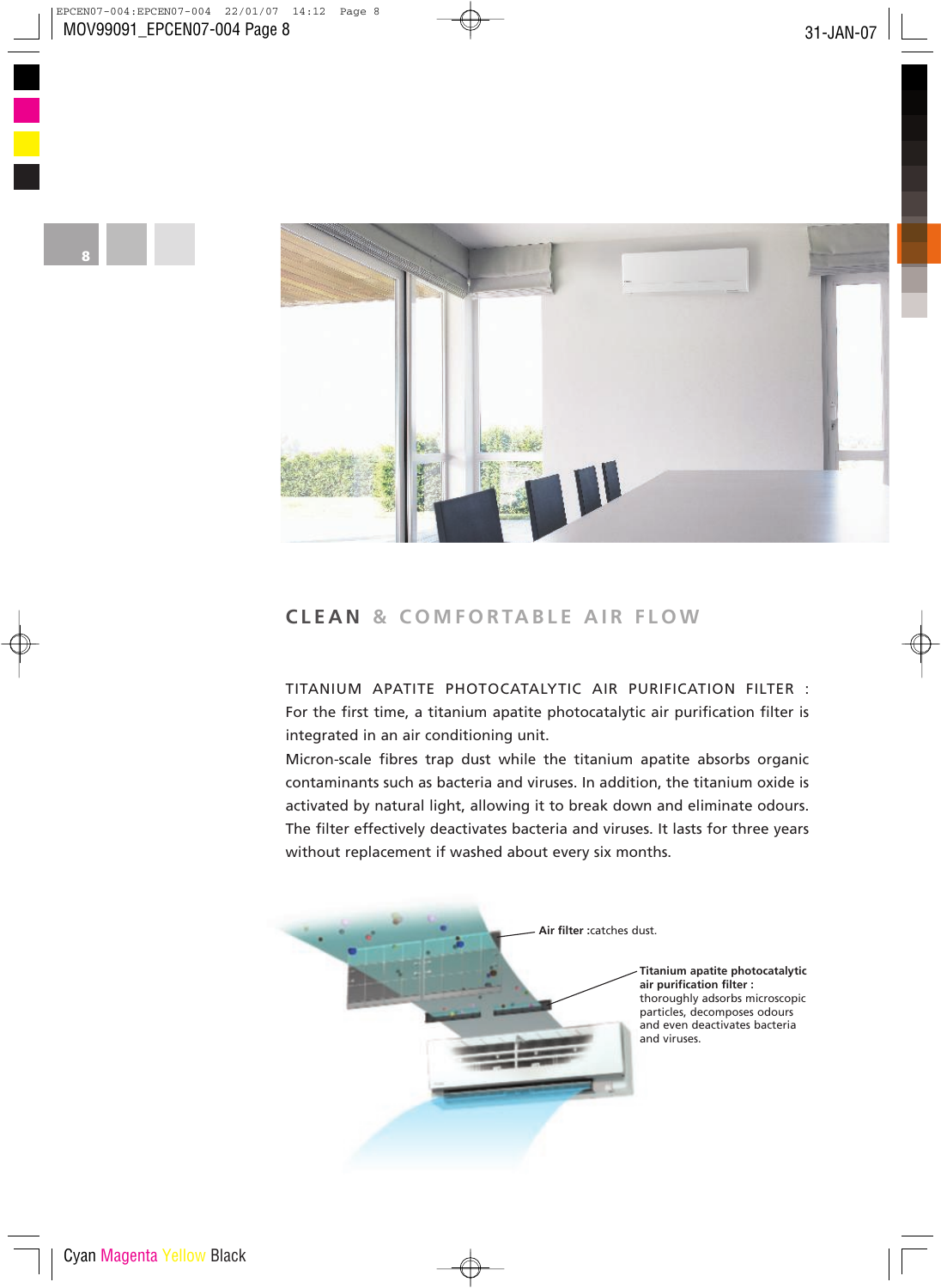## CLEAN & COMFORTABLE AIR FLOW

TITANIUM APATITE PHOTOCATALYTIC AIR PURIFICATION FILTER : For the first time, a titanium apatite photocatalytic air purification filter is integrated in an air conditioning unit.

Micron-scale fibres trap dust while the titanium apatite absorbs organic contaminants such as bacteria and viruses. In addition, the titanium oxide is activated by natural light, allowing it to break down and eliminate odours. The filter effectively deactivates bacteria and viruses. It lasts for three years without replacement if washed about every six months.

**Air filter :**catches dust.

**Titanium apatite photocatalytic air purification filter :** thoroughly adsorbs microscopic particles, decomposes odours and even deactivates bacteria and viruses.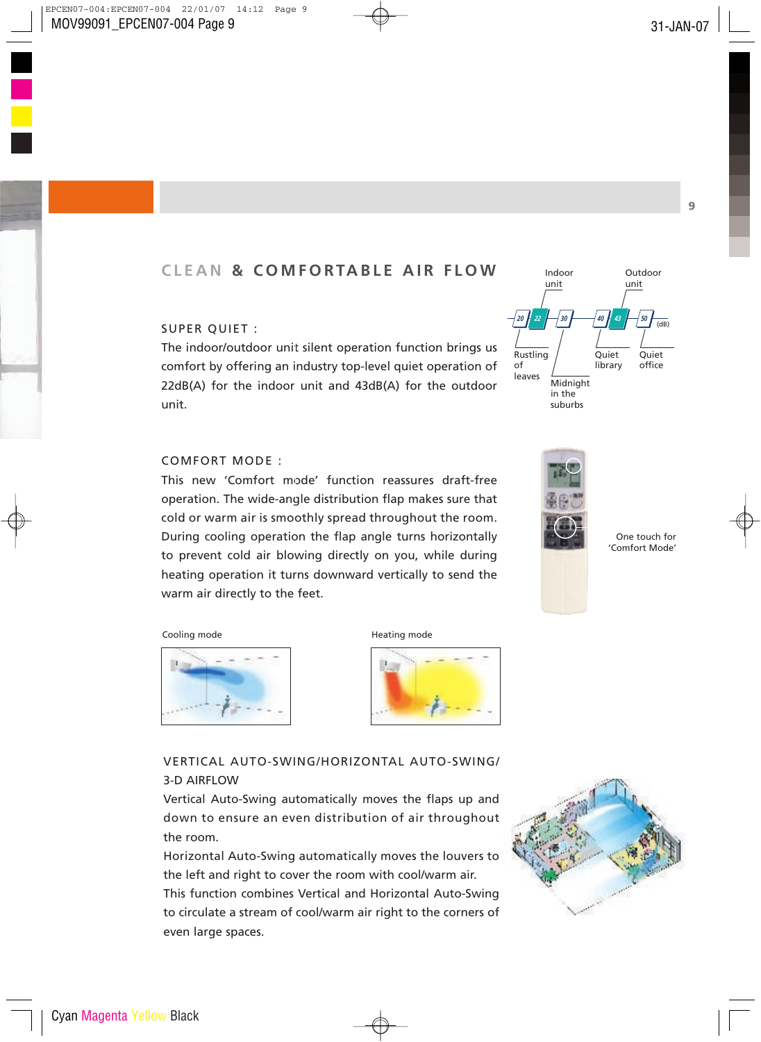## CLEAN & COMFORTABLE AIR FLOW

### SUPER QUIET :

The indoor/outdoor unit silent operation function brings us comfort by offering an industry top-level quiet operation of 22dB(A) for the indoor unit and 43dB(A) for the outdoor unit.

Indoor unit

Outdoor unit

20 22 30 40 43 50 (dB)

Rustling of leaves

Midnight in the suburbs

Quiet library

Quiet office

### COMFORT MODE :

This new 'Comfort mode' function reassures draft-free operation. The wide-angle distribution flap makes sure that cold or warm air is smoothly spread throughout the room. During cooling operation the flap angle turns horizontally to prevent cold air blowing directly on you, while during heating operation it turns downward vertically to send the warm air directly to the feet.

One touch for 'Comfort Mode'

Cooling mode

Heating mode

### VERTICAL AUTO-SWING/HORIZONTAL AUTO-SWING/ 3-D AIRFLOW

Vertical Auto-Swing automatically moves the flaps up and down to ensure an even distribution of air throughout the room.

Horizontal Auto-Swing automatically moves the louvers to the left and right to cover the room with cool/warm air.

This function combines Vertical and Horizontal Auto-Swing to circulate a stream of cool/warm air right to the corners of even large spaces.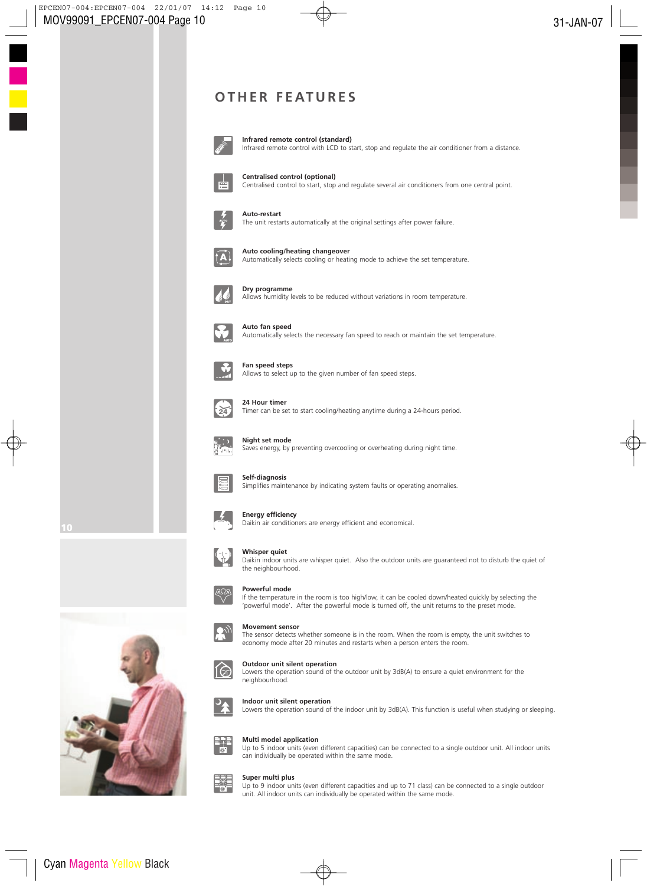# OTHER FEATURES

**Infrared remote control (standard)**
Infrared remote control with LCD to start, stop and regulate the air conditioner from a distance.

**Centralised control (optional)**
Centralised control to start, stop and regulate several air conditioners from one central point.

**Auto-restart**
The unit restarts automatically at the original settings after power failure.

**Auto cooling/heating changeover**
Automatically selects cooling or heating mode to achieve the set temperature.

**Dry programme**
Allows humidity levels to be reduced without variations in room temperature.

**Auto fan speed**
Automatically selects the necessary fan speed to reach or maintain the set temperature.

**Fan speed steps**
Allows to select up to the given number of fan speed steps.

**24 Hour timer**
Timer can be set to start cooling/heating anytime during a 24-hours period.

**Night set mode**
Saves energy, by preventing overcooling or overheating during night time.

**Self-diagnosis**
Simplifies maintenance by indicating system faults or operating anomalies.

**Energy efficiency**
Daikin air conditioners are energy efficient and economical.

**Whisper quiet**
Daikin indoor units are whisper quiet. Also the outdoor units are guaranteed not to disturb the quiet of the neighbourhood.

**Powerful mode**
If the temperature in the room is too high/low, it can be cooled down/heated quickly by selecting the 'powerful mode'. After the powerful mode is turned off, the unit returns to the preset mode.

**Movement sensor**
The sensor detects whether someone is in the room. When the room is empty, the unit switches to economy mode after 20 minutes and restarts when a person enters the room.

**Outdoor unit silent operation**
Lowers the operation sound of the outdoor unit by 3dB(A) to ensure a quiet environment for the neighbourhood.

**Indoor unit silent operation**
Lowers the operation sound of the indoor unit by 3dB(A). This function is useful when studying or sleeping.

**Multi model application**
Up to 5 indoor units (even different capacities) can be connected to a single outdoor unit. All indoor units can individually be operated within the same mode.

**Super multi plus**
Up to 9 indoor units (even different capacities and up to 71 class) can be connected to a single outdoor unit. All indoor units can individually be operated within the same mode.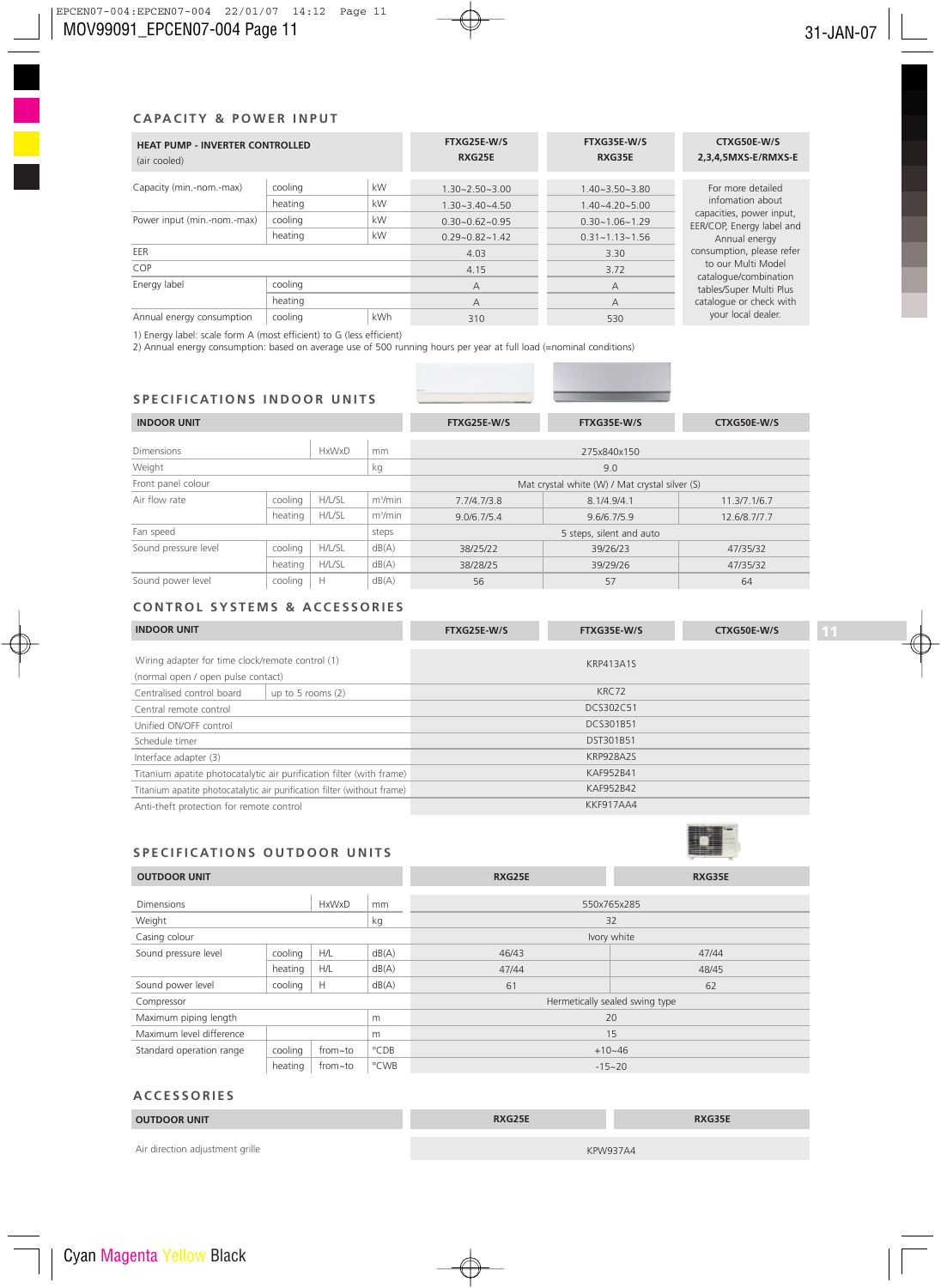## CAPACITY & POWER INPUT

| HEAT PUMP - INVERTER CONTROLLED (air cooled) | | | FTXG25E-W/S RXG25E | FTXG35E-W/S RXG35E | CTXG50E-W/S 2,3,4,5MXS-E/RMXS-E |
|---|---|---|---|---|---|
| Capacity (min.-nom.-max) | cooling | kW | 1.30~2.50~3.00 | 1.40~3.50~3.80 | For more detailed infomation about capacities, power input, EER/COP, Energy label and Annual energy consumption, please refer to our Multi Model catalogue/combination tables/Super Multi Plus catalogue or check with your local dealer. |
| | heating | kW | 1.30~3.40~4.50 | 1.40~4.20~5.00 | |
| Power input (min.-nom.-max) | cooling | kW | 0.30~0.62~0.95 | 0.30~1.06~1.29 | |
| | heating | kW | 0.29~0.82~1.42 | 0.31~1.13~1.56 | |
| EER | | | 4.03 | 3.30 | |
| COP | | | 4.15 | 3.72 | |
| Energy label | cooling | | A | A | |
| | heating | | A | A | |
| Annual energy consumption | cooling | kWh | 310 | 530 | |

1) Energy label: scale form A (most efficient) to G (less efficient)
2) Annual energy consumption: based on average use of 500 running hours per year at full load (=nominal conditions)

## SPECIFICATIONS INDOOR UNITS

| INDOOR UNIT | | | | FTXG25E-W/S | FTXG35E-W/S | CTXG50E-W/S |
|---|---|---|---|---|---|---|
| Dimensions | | HxWxD | mm | 275x840x150 | | |
| Weight | | | kg | 9.0 | | |
| Front panel colour | | | | Mat crystal white (W) / Mat crystal silver (S) | | |
| Air flow rate | cooling | H/L/SL | m³/min | 7.7/4.7/3.8 | 8.1/4.9/4.1 | 11.3/7.1/6.7 |
| | heating | H/L/SL | m³/min | 9.0/6.7/5.4 | 9.6/6.7/5.9 | 12.6/8.7/7.7 |
| Fan speed | | | steps | 5 steps, silent and auto | | |
| Sound pressure level | cooling | H/L/SL | dB(A) | 38/25/22 | 39/26/23 | 47/35/32 |
| | heating | H/L/SL | dB(A) | 38/28/25 | 39/29/26 | 47/35/32 |
| Sound power level | cooling | H | dB(A) | 56 | 57 | 64 |

## CONTROL SYSTEMS & ACCESSORIES

| INDOOR UNIT | | FTXG25E-W/S | FTXG35E-W/S | CTXG50E-W/S |
|---|---|---|---|---|
| Wiring adapter for time clock/remote control (1) (normal open / open pulse contact) | | KRP413A1S | | |
| Centralised control board | up to 5 rooms (2) | KRC72 | | |
| Central remote control | | DCS302C51 | | |
| Unified ON/OFF control | | DCS301B51 | | |
| Schedule timer | | DST301B51 | | |
| Interface adapter (3) | | KRP928A2S | | |
| Titanium apatite photocatalytic air purification filter (with frame) | | KAF952B41 | | |
| Titanium apatite photocatalytic air purification filter (without frame) | | KAF952B42 | | |
| Anti-theft protection for remote control | | KKF917AA4 | | |

## SPECIFICATIONS OUTDOOR UNITS

| OUTDOOR UNIT | | | | RXG25E | RXG35E |
|---|---|---|---|---|---|
| Dimensions | | HxWxD | mm | 550x765x285 | |
| Weight | | | kg | 32 | |
| Casing colour | | | | Ivory white | |
| Sound pressure level | cooling | H/L | dB(A) | 46/43 | 47/44 |
| | heating | H/L | dB(A) | 47/44 | 48/45 |
| Sound power level | cooling | H | dB(A) | 61 | 62 |
| Compressor | | | | Hermetically sealed swing type | |
| Maximum piping length | | | m | 20 | |
| Maximum level difference | | | m | 15 | |
| Standard operation range | cooling | from~to | °CDB | +10~46 | |
| | heating | from~to | °CWB | -15~20 | |

## ACCESSORIES

| OUTDOOR UNIT | RXG25E | RXG35E |
|---|---|---|
| Air direction adjustment grille | KPW937A4 | |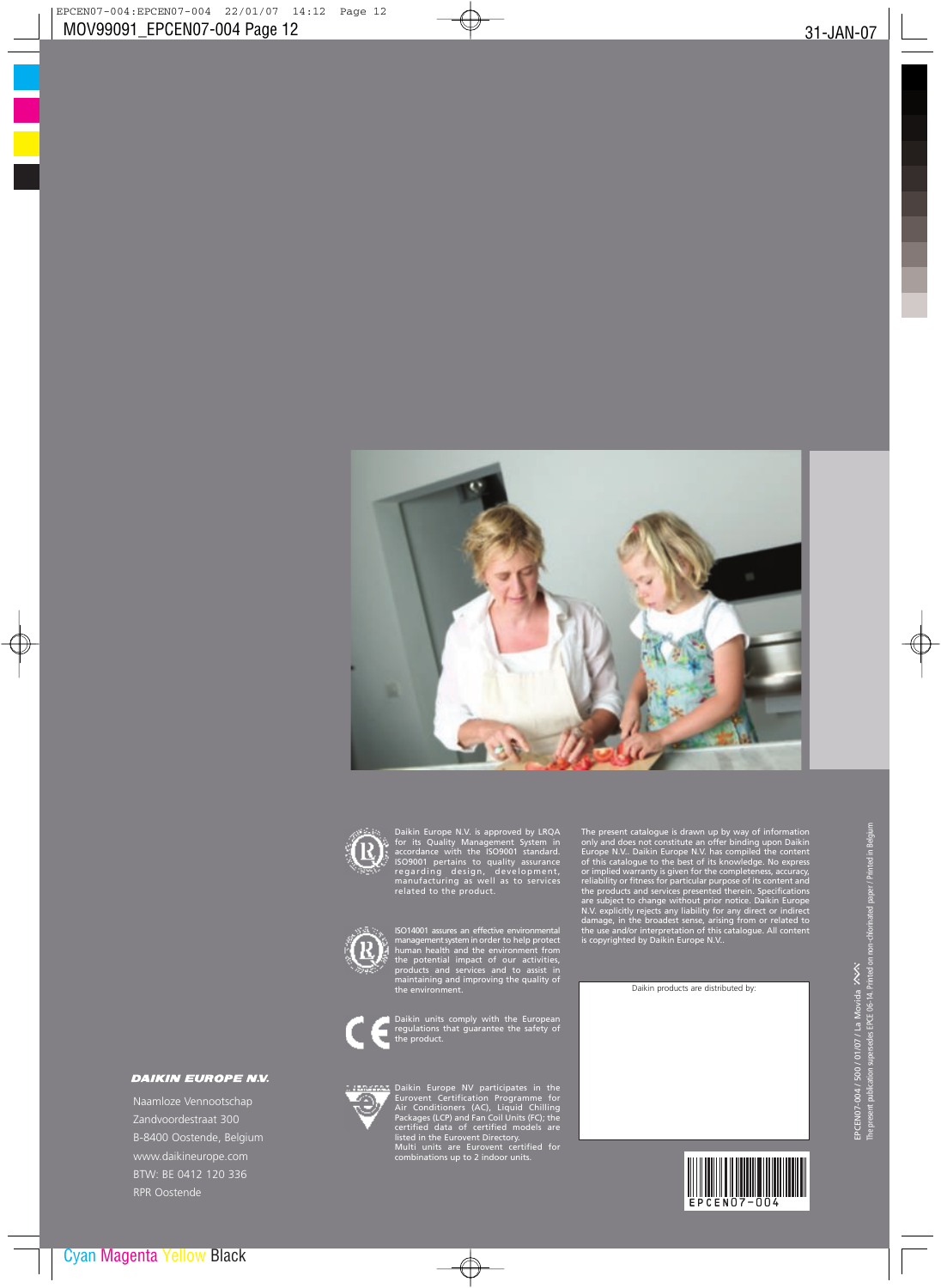Daikin Europe N.V. is approved by LRQA for its Quality Management System in accordance with the ISO9001 standard. ISO9001 pertains to quality assurance regarding design, development, manufacturing as well as to services related to the product.

ISO14001 assures an effective environmental management system in order to help protect human health and the environment from the potential impact of our activities, products and services and to assist in maintaining and improving the quality of the environment.

Daikin units comply with the European regulations that guarantee the safety of the product.

Daikin Europe NV participates in the Eurovent Certification Programme for Air Conditioners (AC), Liquid Chilling Packages (LCP) and Fan Coil Units (FC); the certified data of certified models are listed in the Eurovent Directory.
Multi units are Eurovent certified for combinations up to 2 indoor units.

The present catalogue is drawn up by way of information only and does not constitute an offer binding upon Daikin Europe N.V.. Daikin Europe N.V. has compiled the content of this catalogue to the best of its knowledge. No express or implied warranty is given for the completeness, accuracy, reliability or fitness for particular purpose of its content and the products and services presented therein. Specifications are subject to change without prior notice. Daikin Europe N.V. explicitly rejects any liability for any direct or indirect damage, in the broadest sense, arising from or related to the use and/or interpretation of this catalogue. All content is copyrighted by Daikin Europe N.V..

Daikin products are distributed by:

**DAIKIN EUROPE N.V.**

Naamloze Vennootschap
Zandvoordestraat 300
B-8400 Oostende, Belgium
www.daikineurope.com
BTW: BE 0412 120 336
RPR Oostende

EPCEN07-004 / 500 / 01/07 / La Movida
The present publication supersedes EPCE 06-14. Printed on non-chlorinated paper / Printed in Belgium

EPCEN07-004